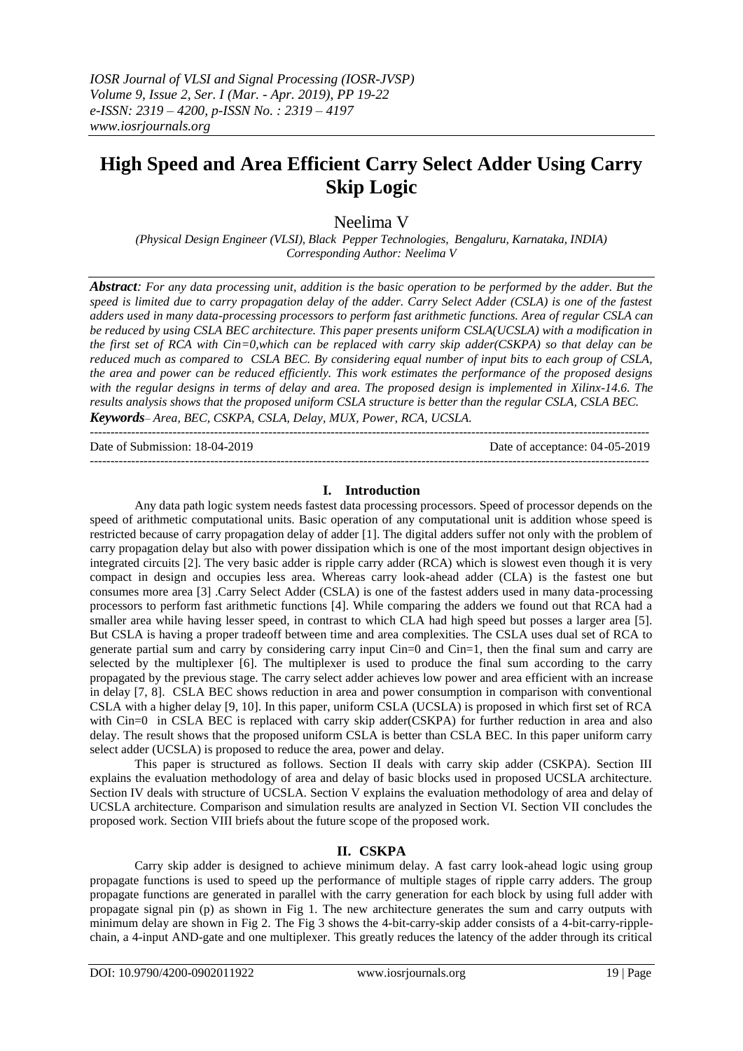# High Speed and Area Efficient Carry Select Adder Using Carry Skip Logic

Neelima V

*(Physical Design Engineer (VLSI), Black Pepper Technologies, Bengaluru, Karnataka, INDIA)*
*Corresponding Author: Neelima V*

***Abstract**: For any data processing unit, addition is the basic operation to be performed by the adder. But the speed is limited due to carry propagation delay of the adder. Carry Select Adder (CSLA) is one of the fastest adders used in many data-processing processors to perform fast arithmetic functions. Area of regular CSLA can be reduced by using CSLA BEC architecture. This paper presents uniform CSLA(UCSLA) with a modification in the first set of RCA with Cin=0,which can be replaced with carry skip adder(CSKPA) so that delay can be reduced much as compared to CSLA BEC. By considering equal number of input bits to each group of CSLA, the area and power can be reduced efficiently. This work estimates the performance of the proposed designs with the regular designs in terms of delay and area. The proposed design is implemented in Xilinx-14.6. The results analysis shows that the proposed uniform CSLA structure is better than the regular CSLA, CSLA BEC.*

***Keywords**– Area, BEC, CSKPA, CSLA, Delay, MUX, Power, RCA, UCSLA.*

---

Date of Submission: 18-04-2019 | Date of acceptance: 04-05-2019

---

## I. Introduction

Any data path logic system needs fastest data processing processors. Speed of processor depends on the speed of arithmetic computational units. Basic operation of any computational unit is addition whose speed is restricted because of carry propagation delay of adder [1]. The digital adders suffer not only with the problem of carry propagation delay but also with power dissipation which is one of the most important design objectives in integrated circuits [2]. The very basic adder is ripple carry adder (RCA) which is slowest even though it is very compact in design and occupies less area. Whereas carry look-ahead adder (CLA) is the fastest one but consumes more area [3] .Carry Select Adder (CSLA) is one of the fastest adders used in many data-processing processors to perform fast arithmetic functions [4]. While comparing the adders we found out that RCA had a smaller area while having lesser speed, in contrast to which CLA had high speed but posses a larger area [5]. But CSLA is having a proper tradeoff between time and area complexities. The CSLA uses dual set of RCA to generate partial sum and carry by considering carry input Cin=0 and Cin=1, then the final sum and carry are selected by the multiplexer [6]. The multiplexer is used to produce the final sum according to the carry propagated by the previous stage. The carry select adder achieves low power and area efficient with an increase in delay [7, 8]. CSLA BEC shows reduction in area and power consumption in comparison with conventional CSLA with a higher delay [9, 10]. In this paper, uniform CSLA (UCSLA) is proposed in which first set of RCA with Cin=0 in CSLA BEC is replaced with carry skip adder(CSKPA) for further reduction in area and also delay. The result shows that the proposed uniform CSLA is better than CSLA BEC. In this paper uniform carry select adder (UCSLA) is proposed to reduce the area, power and delay.

This paper is structured as follows. Section II deals with carry skip adder (CSKPA). Section III explains the evaluation methodology of area and delay of basic blocks used in proposed UCSLA architecture. Section IV deals with structure of UCSLA. Section V explains the evaluation methodology of area and delay of UCSLA architecture. Comparison and simulation results are analyzed in Section VI. Section VII concludes the proposed work. Section VIII briefs about the future scope of the proposed work.

## II. CSKPA

Carry skip adder is designed to achieve minimum delay. A fast carry look-ahead logic using group propagate functions is used to speed up the performance of multiple stages of ripple carry adders. The group propagate functions are generated in parallel with the carry generation for each block by using full adder with propagate signal pin (p) as shown in Fig 1. The new architecture generates the sum and carry outputs with minimum delay are shown in Fig 2. The Fig 3 shows the 4-bit-carry-skip adder consists of a 4-bit-carry-ripple-chain, a 4-input AND-gate and one multiplexer. This greatly reduces the latency of the adder through its critical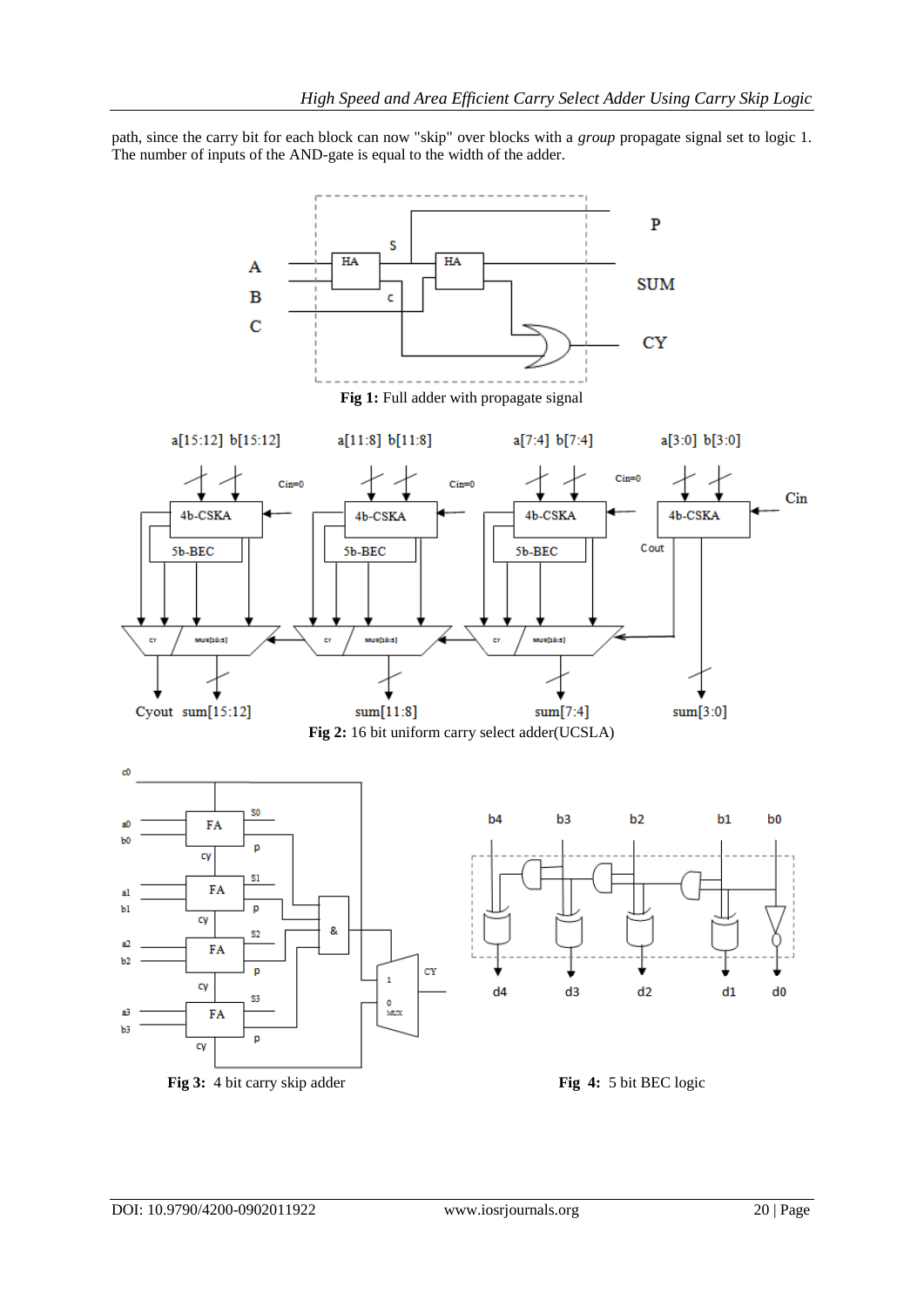path, since the carry bit for each block can now "skip" over blocks with a *group* propagate signal set to logic 1. The number of inputs of the AND-gate is equal to the width of the adder.

**Fig 1:** Full adder with propagate signal

**Fig 2:** 16 bit uniform carry select adder(UCSLA)

**Fig 3:** 4 bit carry skip adder

**Fig 4:** 5 bit BEC logic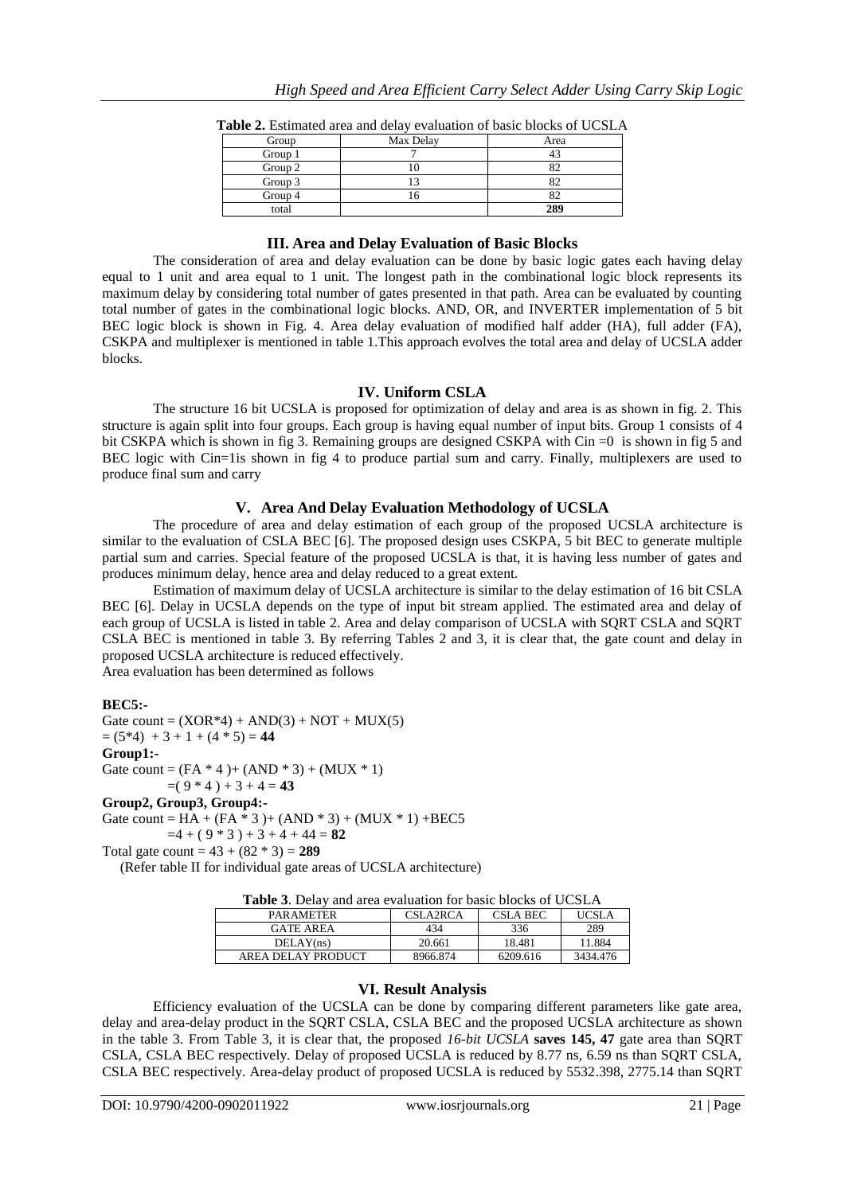**Table 2.** Estimated area and delay evaluation of basic blocks of UCSLA

| Group | Max Delay | Area |
|---|---|---|
| Group 1 | 7 | 43 |
| Group 2 | 10 | 82 |
| Group 3 | 13 | 82 |
| Group 4 | 16 | 82 |
| total | | **289** |

## III. Area and Delay Evaluation of Basic Blocks

The consideration of area and delay evaluation can be done by basic logic gates each having delay equal to 1 unit and area equal to 1 unit. The longest path in the combinational logic block represents its maximum delay by considering total number of gates presented in that path. Area can be evaluated by counting total number of gates in the combinational logic blocks. AND, OR, and INVERTER implementation of 5 bit BEC logic block is shown in Fig. 4. Area delay evaluation of modified half adder (HA), full adder (FA), CSKPA and multiplexer is mentioned in table 1.This approach evolves the total area and delay of UCSLA adder blocks.

## IV. Uniform CSLA

The structure 16 bit UCSLA is proposed for optimization of delay and area is as shown in fig. 2. This structure is again split into four groups. Each group is having equal number of input bits. Group 1 consists of 4 bit CSKPA which is shown in fig 3. Remaining groups are designed CSKPA with Cin =0 is shown in fig 5 and BEC logic with Cin=1is shown in fig 4 to produce partial sum and carry. Finally, multiplexers are used to produce final sum and carry

## V. Area And Delay Evaluation Methodology of UCSLA

The procedure of area and delay estimation of each group of the proposed UCSLA architecture is similar to the evaluation of CSLA BEC [6]. The proposed design uses CSKPA, 5 bit BEC to generate multiple partial sum and carries. Special feature of the proposed UCSLA is that, it is having less number of gates and produces minimum delay, hence area and delay reduced to a great extent.

Estimation of maximum delay of UCSLA architecture is similar to the delay estimation of 16 bit CSLA BEC [6]. Delay in UCSLA depends on the type of input bit stream applied. The estimated area and delay of each group of UCSLA is listed in table 2. Area and delay comparison of UCSLA with SQRT CSLA and SQRT CSLA BEC is mentioned in table 3. By referring Tables 2 and 3, it is clear that, the gate count and delay in proposed UCSLA architecture is reduced effectively.

Area evaluation has been determined as follows

**BEC5:-**

Gate count = (XOR*4) + AND(3) + NOT + MUX(5)
= (5*4) + 3 + 1 + (4 * 5) = **44**

**Group1:-**

Gate count = (FA * 4 )+ (AND * 3) + (MUX * 1)
=( 9 * 4 ) + 3 + 4 = **43**

**Group2, Group3, Group4:-**

Gate count = HA + (FA * 3 )+ (AND * 3) + (MUX * 1) +BEC5
=4 + ( 9 * 3 ) + 3 + 4 + 44 = **82**

Total gate count = 43 + (82 * 3) = **289**

(Refer table II for individual gate areas of UCSLA architecture)

**Table 3**. Delay and area evaluation for basic blocks of UCSLA

| PARAMETER | CSLA2RCA | CSLA BEC | UCSLA |
|---|---|---|---|
| GATE AREA | 434 | 336 | 289 |
| DELAY(ns) | 20.661 | 18.481 | 11.884 |
| AREA DELAY PRODUCT | 8966.874 | 6209.616 | 3434.476 |

## VI. Result Analysis

Efficiency evaluation of the UCSLA can be done by comparing different parameters like gate area, delay and area-delay product in the SQRT CSLA, CSLA BEC and the proposed UCSLA architecture as shown in the table 3. From Table 3, it is clear that, the proposed *16-bit UCSLA* **saves 145, 47** gate area than SQRT CSLA, CSLA BEC respectively. Delay of proposed UCSLA is reduced by 8.77 ns, 6.59 ns than SQRT CSLA, CSLA BEC respectively. Area-delay product of proposed UCSLA is reduced by 5532.398, 2775.14 than SQRT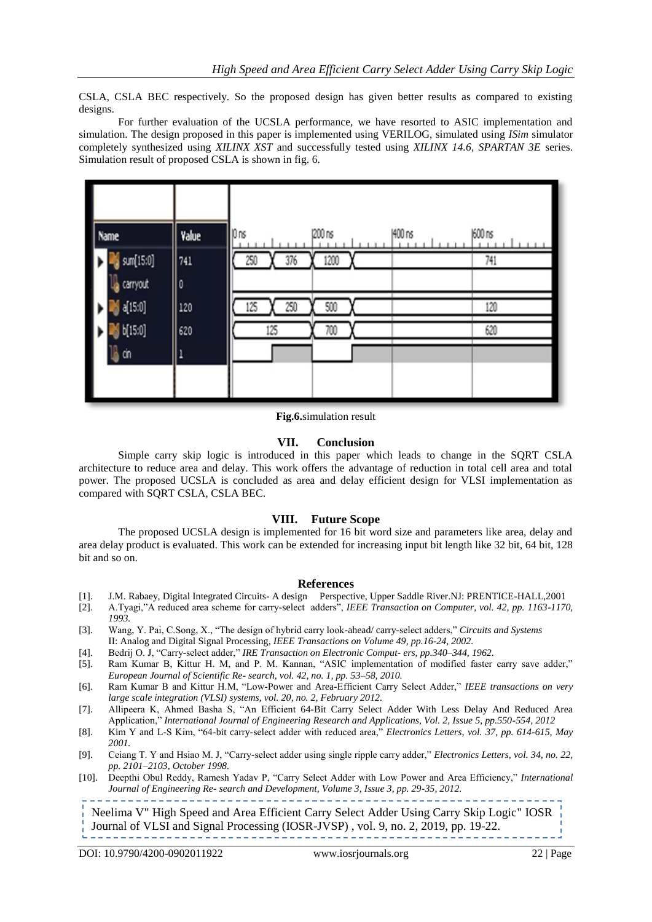CSLA, CSLA BEC respectively. So the proposed design has given better results as compared to existing designs.

For further evaluation of the UCSLA performance, we have resorted to ASIC implementation and simulation. The design proposed in this paper is implemented using VERILOG, simulated using *ISim* simulator completely synthesized using *XILINX XST* and successfully tested using *XILINX 14.6, SPARTAN 3E* series. Simulation result of proposed CSLA is shown in fig. 6.

Name
Value
0 ns
200 ns
400 ns
600 ns
sum[15:0] 741 250 376 1200 741
carryout 0
a[15:0] 120 125 250 500 120
b[15:0] 620 125 700 620
cin 1

**Fig.6.**simulation result

## VII. Conclusion

Simple carry skip logic is introduced in this paper which leads to change in the SQRT CSLA architecture to reduce area and delay. This work offers the advantage of reduction in total cell area and total power. The proposed UCSLA is concluded as area and delay efficient design for VLSI implementation as compared with SQRT CSLA, CSLA BEC.

## VIII. Future Scope

The proposed UCSLA design is implemented for 16 bit word size and parameters like area, delay and area delay product is evaluated. This work can be extended for increasing input bit length like 32 bit, 64 bit, 128 bit and so on.

## References

[1]. J.M. Rabaey, Digital Integrated Circuits- A design Perspective, Upper Saddle River.NJ: PRENTICE-HALL,2001

[2]. A.Tyagi,"A reduced area scheme for carry-select adders", *IEEE Transaction on Computer, vol. 42, pp. 1163-1170, 1993.*

[3]. Wang, Y. Pai, C.Song, X., "The design of hybrid carry look-ahead/ carry-select adders," *Circuits and Systems* II: Analog and Digital Signal Processing, *IEEE Transactions on Volume 49, pp.16-24, 2002.*

[4]. Bedrij O. J, "Carry-select adder," *IRE Transaction on Electronic Comput- ers, pp.340–344, 1962.*

[5]. Ram Kumar B, Kittur H. M, and P. M. Kannan, "ASIC implementation of modified faster carry save adder," *European Journal of Scientific Re- search, vol. 42, no. 1, pp. 53–58, 2010.*

[6]. Ram Kumar B and Kittur H.M, "Low-Power and Area-Efficient Carry Select Adder," *IEEE transactions on very large scale integration (VLSI) systems, vol. 20, no. 2, February 2012.*

[7]. Allipeera K, Ahmed Basha S, "An Efficient 64-Bit Carry Select Adder With Less Delay And Reduced Area Application," *International Journal of Engineering Research and Applications, Vol. 2, Issue 5, pp.550-554, 2012*

[8]. Kim Y and L-S Kim, "64-bit carry-select adder with reduced area," *Electronics Letters, vol. 37, pp. 614-615, May 2001.*

[9]. Ceiang T. Y and Hsiao M. J, "Carry-select adder using single ripple carry adder," *Electronics Letters, vol. 34, no. 22, pp. 2101–2103, October 1998.*

[10]. Deepthi Obul Reddy, Ramesh Yadav P, "Carry Select Adder with Low Power and Area Efficiency," *International Journal of Engineering Re- search and Development, Volume 3, Issue 3, pp. 29-35, 2012.*

Neelima V" High Speed and Area Efficient Carry Select Adder Using Carry Skip Logic" IOSR Journal of VLSI and Signal Processing (IOSR-JVSP) , vol. 9, no. 2, 2019, pp. 19-22.